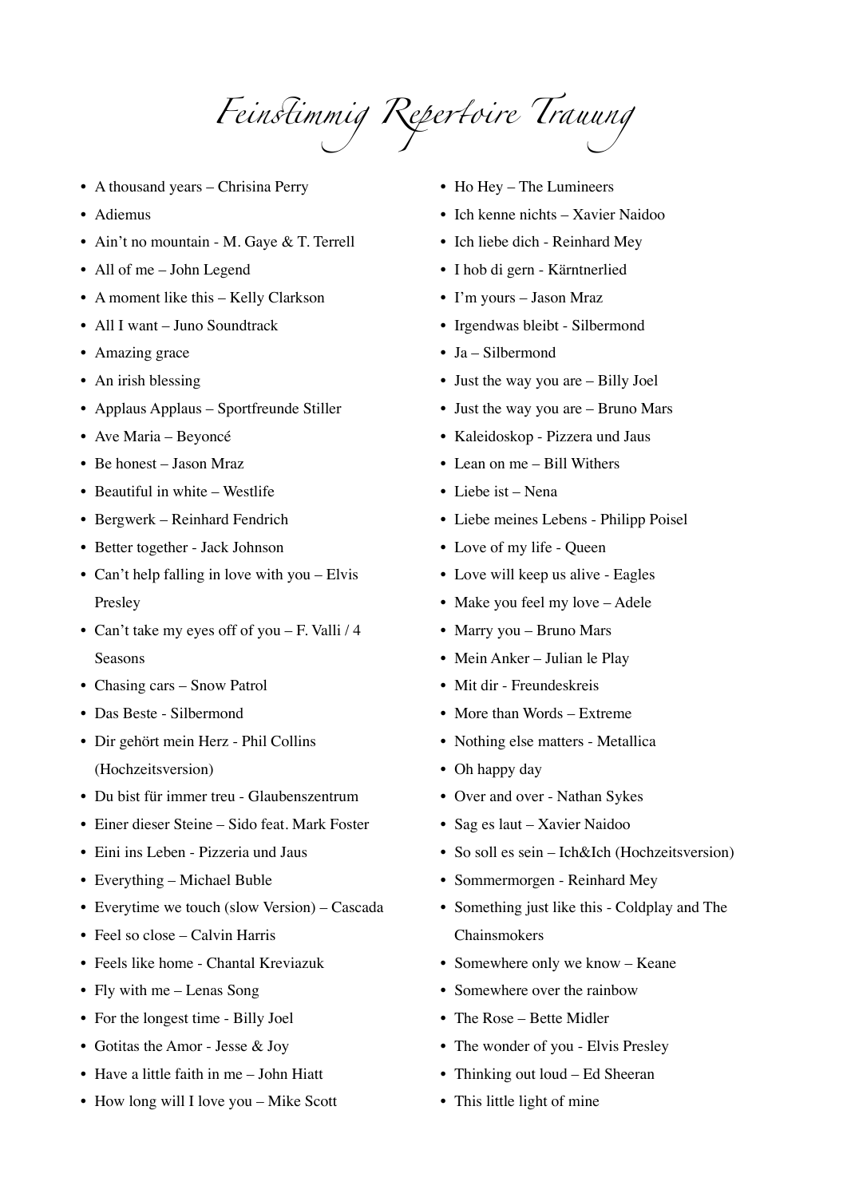# Feinstimmig Repertoire Trauung

- A thousand years – Chrisina Perry
- Adiemus
- Ain't no mountain - M. Gaye & T. Terrell
- All of me – John Legend
- A moment like this – Kelly Clarkson
- All I want – Juno Soundtrack
- Amazing grace
- An irish blessing
- Applaus Applaus – Sportfreunde Stiller
- Ave Maria – Beyoncé
- Be honest – Jason Mraz
- Beautiful in white – Westlife
- Bergwerk – Reinhard Fendrich
- Better together - Jack Johnson
- Can't help falling in love with you – Elvis Presley
- Can't take my eyes off of you – F. Valli / 4 Seasons
- Chasing cars – Snow Patrol
- Das Beste - Silbermond
- Dir gehört mein Herz - Phil Collins (Hochzeitsversion)
- Du bist für immer treu - Glaubenszentrum
- Einer dieser Steine – Sido feat. Mark Foster
- Eini ins Leben - Pizzeria und Jaus
- Everything – Michael Buble
- Everytime we touch (slow Version) – Cascada
- Feel so close – Calvin Harris
- Feels like home - Chantal Kreviazuk
- Fly with me – Lenas Song
- For the longest time - Billy Joel
- Gotitas the Amor - Jesse & Joy
- Have a little faith in me – John Hiatt
- How long will I love you – Mike Scott
- Ho Hey – The Lumineers
- Ich kenne nichts – Xavier Naidoo
- Ich liebe dich - Reinhard Mey
- I hob di gern - Kärntnerlied
- I'm yours – Jason Mraz
- Irgendwas bleibt - Silbermond
- Ja – Silbermond
- Just the way you are – Billy Joel
- Just the way you are – Bruno Mars
- Kaleidoskop - Pizzera und Jaus
- Lean on me – Bill Withers
- Liebe ist – Nena
- Liebe meines Lebens - Philipp Poisel
- Love of my life - Queen
- Love will keep us alive - Eagles
- Make you feel my love – Adele
- Marry you – Bruno Mars
- Mein Anker – Julian le Play
- Mit dir - Freundeskreis
- More than Words – Extreme
- Nothing else matters - Metallica
- Oh happy day
- Over and over - Nathan Sykes
- Sag es laut – Xavier Naidoo
- So soll es sein – Ich&Ich (Hochzeitsversion)
- Sommermorgen - Reinhard Mey
- Something just like this - Coldplay and The Chainsmokers
- Somewhere only we know – Keane
- Somewhere over the rainbow
- The Rose – Bette Midler
- The wonder of you - Elvis Presley
- Thinking out loud – Ed Sheeran
- This little light of mine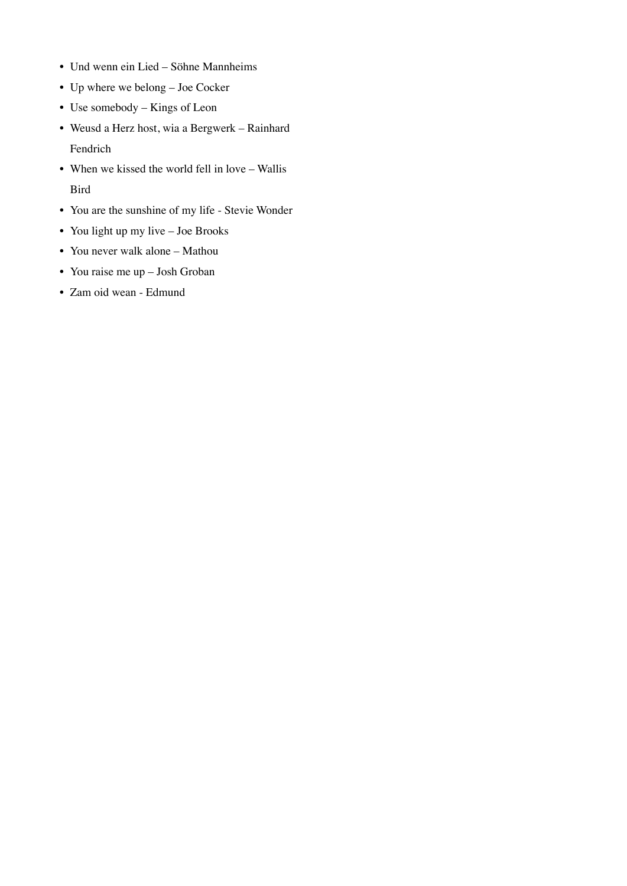- Und wenn ein Lied – Söhne Mannheims
- Up where we belong – Joe Cocker
- Use somebody – Kings of Leon
- Weusd a Herz host, wia a Bergwerk – Rainhard Fendrich
- When we kissed the world fell in love – Wallis Bird
- You are the sunshine of my life - Stevie Wonder
- You light up my live – Joe Brooks
- You never walk alone – Mathou
- You raise me up – Josh Groban
- Zam oid wean - Edmund